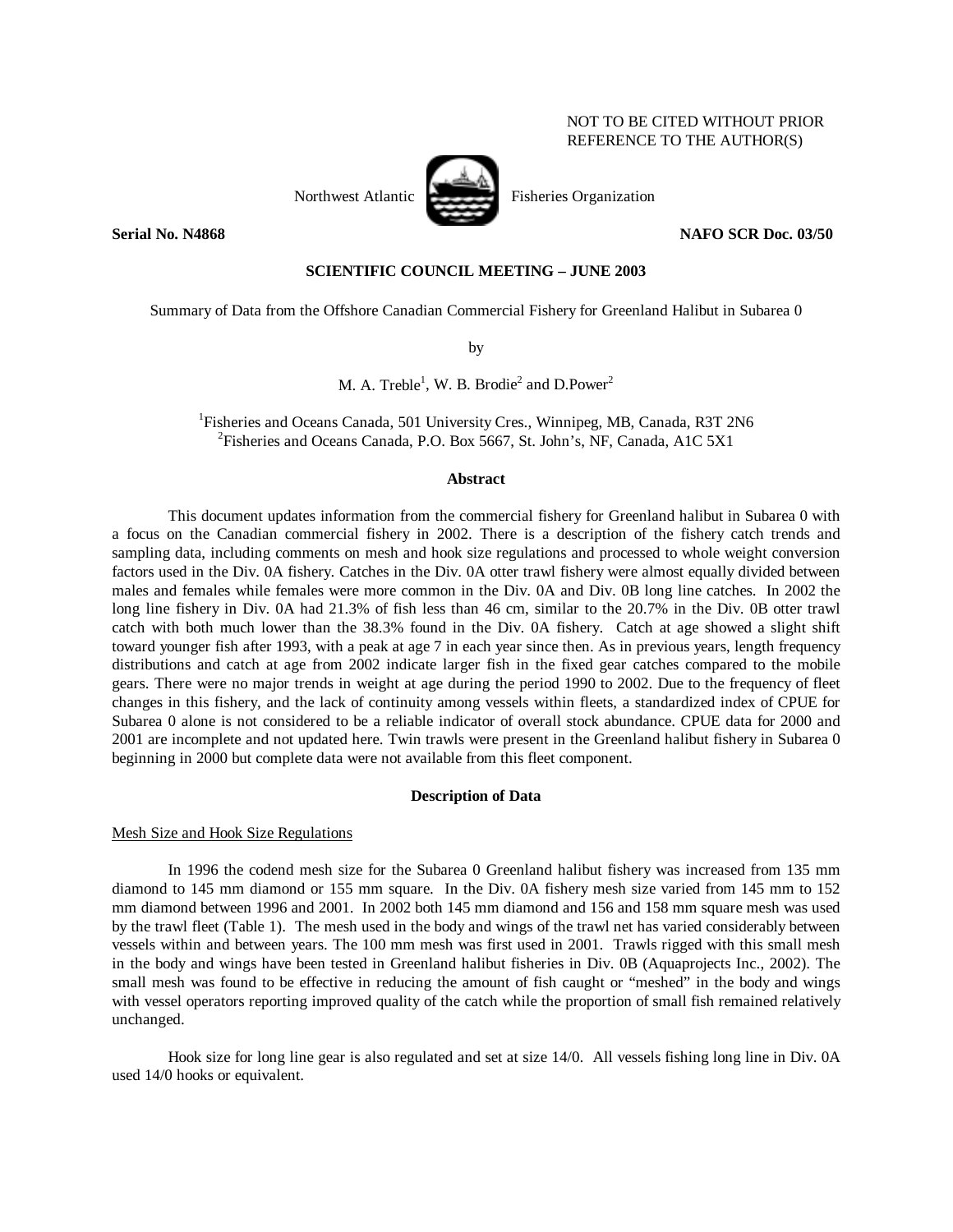NOT TO BE CITED WITHOUT PRIOR REFERENCE TO THE AUTHOR(S)

Northwest Atlantic Fisheries Organization

**Serial No. N4868** **NAFO SCR Doc. 03/50**

**SCIENTIFIC COUNCIL MEETING – JUNE 2003**

Summary of Data from the Offshore Canadian Commercial Fishery for Greenland Halibut in Subarea 0

by

M. A. Treble[1], W. B. Brodie[2] and D.Power[2]

[1]Fisheries and Oceans Canada, 501 University Cres., Winnipeg, MB, Canada, R3T 2N6
[2]Fisheries and Oceans Canada, P.O. Box 5667, St. John's, NF, Canada, A1C 5X1

## Abstract

This document updates information from the commercial fishery for Greenland halibut in Subarea 0 with a focus on the Canadian commercial fishery in 2002. There is a description of the fishery catch trends and sampling data, including comments on mesh and hook size regulations and processed to whole weight conversion factors used in the Div. 0A fishery. Catches in the Div. 0A otter trawl fishery were almost equally divided between males and females while females were more common in the Div. 0A and Div. 0B long line catches. In 2002 the long line fishery in Div. 0A had 21.3% of fish less than 46 cm, similar to the 20.7% in the Div. 0B otter trawl catch with both much lower than the 38.3% found in the Div. 0A fishery. Catch at age showed a slight shift toward younger fish after 1993, with a peak at age 7 in each year since then. As in previous years, length frequency distributions and catch at age from 2002 indicate larger fish in the fixed gear catches compared to the mobile gears. There were no major trends in weight at age during the period 1990 to 2002. Due to the frequency of fleet changes in this fishery, and the lack of continuity among vessels within fleets, a standardized index of CPUE for Subarea 0 alone is not considered to be a reliable indicator of overall stock abundance. CPUE data for 2000 and 2001 are incomplete and not updated here. Twin trawls were present in the Greenland halibut fishery in Subarea 0 beginning in 2000 but complete data were not available from this fleet component.

## Description of Data

### Mesh Size and Hook Size Regulations

In 1996 the codend mesh size for the Subarea 0 Greenland halibut fishery was increased from 135 mm diamond to 145 mm diamond or 155 mm square. In the Div. 0A fishery mesh size varied from 145 mm to 152 mm diamond between 1996 and 2001. In 2002 both 145 mm diamond and 156 and 158 mm square mesh was used by the trawl fleet (Table 1). The mesh used in the body and wings of the trawl net has varied considerably between vessels within and between years. The 100 mm mesh was first used in 2001. Trawls rigged with this small mesh in the body and wings have been tested in Greenland halibut fisheries in Div. 0B (Aquaprojects Inc., 2002). The small mesh was found to be effective in reducing the amount of fish caught or "meshed" in the body and wings with vessel operators reporting improved quality of the catch while the proportion of small fish remained relatively unchanged.

Hook size for long line gear is also regulated and set at size 14/0. All vessels fishing long line in Div. 0A used 14/0 hooks or equivalent.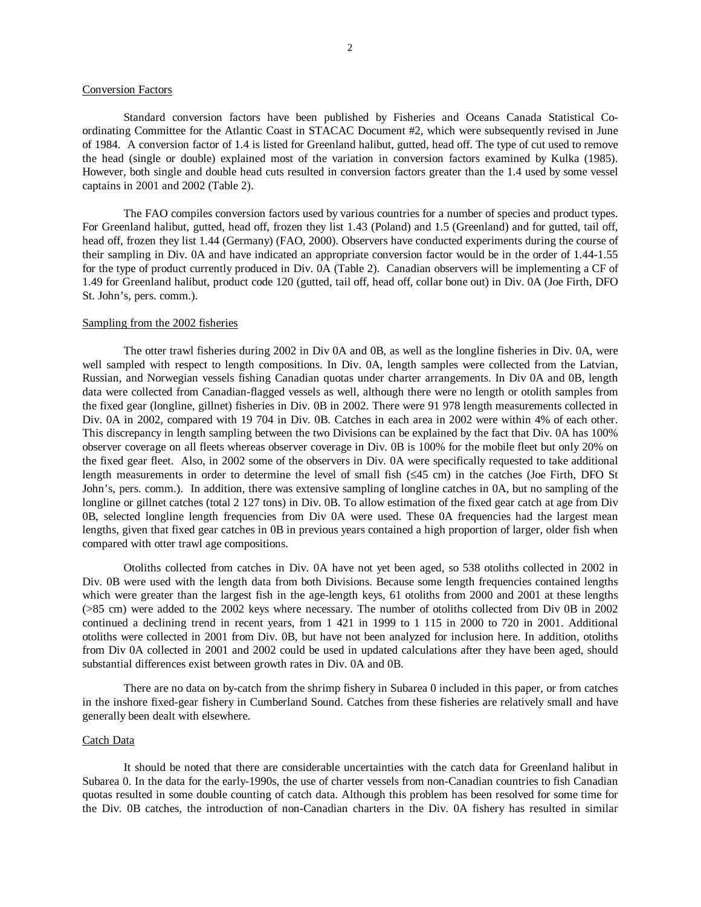### Conversion Factors

Standard conversion factors have been published by Fisheries and Oceans Canada Statistical Co-ordinating Committee for the Atlantic Coast in STACAC Document #2, which were subsequently revised in June of 1984. A conversion factor of 1.4 is listed for Greenland halibut, gutted, head off. The type of cut used to remove the head (single or double) explained most of the variation in conversion factors examined by Kulka (1985). However, both single and double head cuts resulted in conversion factors greater than the 1.4 used by some vessel captains in 2001 and 2002 (Table 2).

The FAO compiles conversion factors used by various countries for a number of species and product types. For Greenland halibut, gutted, head off, frozen they list 1.43 (Poland) and 1.5 (Greenland) and for gutted, tail off, head off, frozen they list 1.44 (Germany) (FAO, 2000). Observers have conducted experiments during the course of their sampling in Div. 0A and have indicated an appropriate conversion factor would be in the order of 1.44-1.55 for the type of product currently produced in Div. 0A (Table 2). Canadian observers will be implementing a CF of 1.49 for Greenland halibut, product code 120 (gutted, tail off, head off, collar bone out) in Div. 0A (Joe Firth, DFO St. John's, pers. comm.).

### Sampling from the 2002 fisheries

The otter trawl fisheries during 2002 in Div 0A and 0B, as well as the longline fisheries in Div. 0A, were well sampled with respect to length compositions. In Div. 0A, length samples were collected from the Latvian, Russian, and Norwegian vessels fishing Canadian quotas under charter arrangements. In Div 0A and 0B, length data were collected from Canadian-flagged vessels as well, although there were no length or otolith samples from the fixed gear (longline, gillnet) fisheries in Div. 0B in 2002. There were 91 978 length measurements collected in Div. 0A in 2002, compared with 19 704 in Div. 0B. Catches in each area in 2002 were within 4% of each other. This discrepancy in length sampling between the two Divisions can be explained by the fact that Div. 0A has 100% observer coverage on all fleets whereas observer coverage in Div. 0B is 100% for the mobile fleet but only 20% on the fixed gear fleet. Also, in 2002 some of the observers in Div. 0A were specifically requested to take additional length measurements in order to determine the level of small fish (≤45 cm) in the catches (Joe Firth, DFO St John's, pers. comm.). In addition, there was extensive sampling of longline catches in 0A, but no sampling of the longline or gillnet catches (total 2 127 tons) in Div. 0B. To allow estimation of the fixed gear catch at age from Div 0B, selected longline length frequencies from Div 0A were used. These 0A frequencies had the largest mean lengths, given that fixed gear catches in 0B in previous years contained a high proportion of larger, older fish when compared with otter trawl age compositions.

Otoliths collected from catches in Div. 0A have not yet been aged, so 538 otoliths collected in 2002 in Div. 0B were used with the length data from both Divisions. Because some length frequencies contained lengths which were greater than the largest fish in the age-length keys, 61 otoliths from 2000 and 2001 at these lengths (>85 cm) were added to the 2002 keys where necessary. The number of otoliths collected from Div 0B in 2002 continued a declining trend in recent years, from 1 421 in 1999 to 1 115 in 2000 to 720 in 2001. Additional otoliths were collected in 2001 from Div. 0B, but have not been analyzed for inclusion here. In addition, otoliths from Div 0A collected in 2001 and 2002 could be used in updated calculations after they have been aged, should substantial differences exist between growth rates in Div. 0A and 0B.

There are no data on by-catch from the shrimp fishery in Subarea 0 included in this paper, or from catches in the inshore fixed-gear fishery in Cumberland Sound. Catches from these fisheries are relatively small and have generally been dealt with elsewhere.

### Catch Data

It should be noted that there are considerable uncertainties with the catch data for Greenland halibut in Subarea 0. In the data for the early-1990s, the use of charter vessels from non-Canadian countries to fish Canadian quotas resulted in some double counting of catch data. Although this problem has been resolved for some time for the Div. 0B catches, the introduction of non-Canadian charters in the Div. 0A fishery has resulted in similar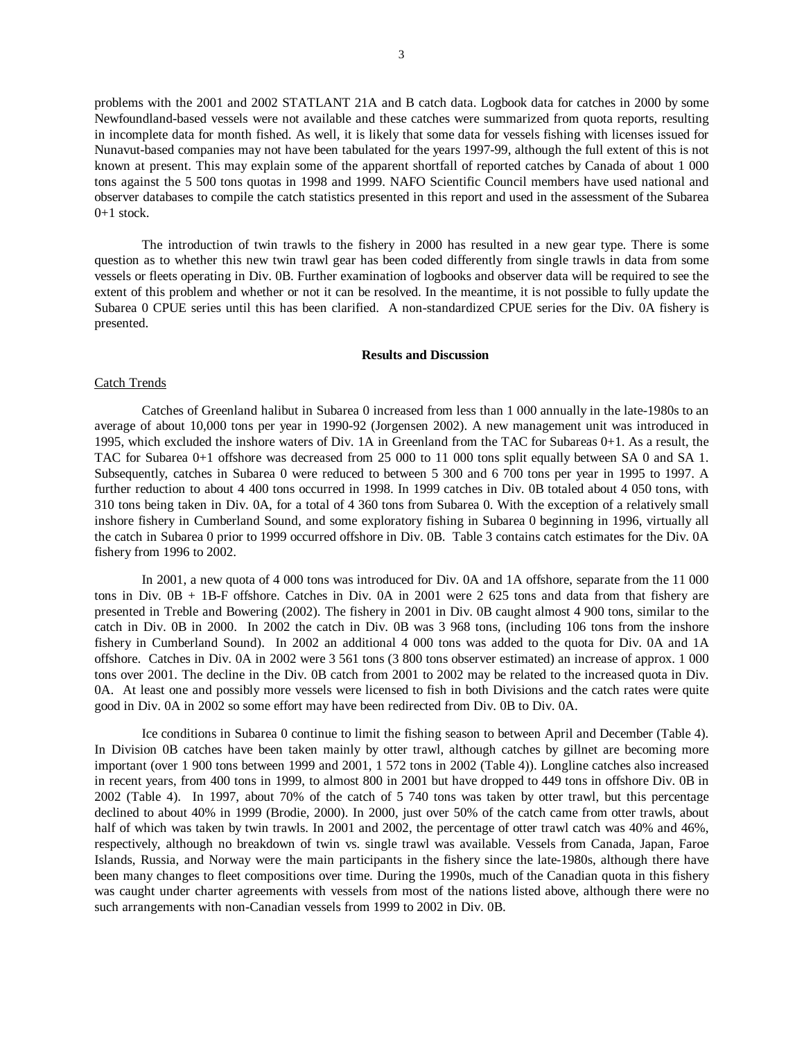problems with the 2001 and 2002 STATLANT 21A and B catch data. Logbook data for catches in 2000 by some Newfoundland-based vessels were not available and these catches were summarized from quota reports, resulting in incomplete data for month fished. As well, it is likely that some data for vessels fishing with licenses issued for Nunavut-based companies may not have been tabulated for the years 1997-99, although the full extent of this is not known at present. This may explain some of the apparent shortfall of reported catches by Canada of about 1 000 tons against the 5 500 tons quotas in 1998 and 1999. NAFO Scientific Council members have used national and observer databases to compile the catch statistics presented in this report and used in the assessment of the Subarea 0+1 stock.

The introduction of twin trawls to the fishery in 2000 has resulted in a new gear type. There is some question as to whether this new twin trawl gear has been coded differently from single trawls in data from some vessels or fleets operating in Div. 0B. Further examination of logbooks and observer data will be required to see the extent of this problem and whether or not it can be resolved. In the meantime, it is not possible to fully update the Subarea 0 CPUE series until this has been clarified. A non-standardized CPUE series for the Div. 0A fishery is presented.

## Results and Discussion

### Catch Trends

Catches of Greenland halibut in Subarea 0 increased from less than 1 000 annually in the late-1980s to an average of about 10,000 tons per year in 1990-92 (Jorgensen 2002). A new management unit was introduced in 1995, which excluded the inshore waters of Div. 1A in Greenland from the TAC for Subareas 0+1. As a result, the TAC for Subarea 0+1 offshore was decreased from 25 000 to 11 000 tons split equally between SA 0 and SA 1. Subsequently, catches in Subarea 0 were reduced to between 5 300 and 6 700 tons per year in 1995 to 1997. A further reduction to about 4 400 tons occurred in 1998. In 1999 catches in Div. 0B totaled about 4 050 tons, with 310 tons being taken in Div. 0A, for a total of 4 360 tons from Subarea 0. With the exception of a relatively small inshore fishery in Cumberland Sound, and some exploratory fishing in Subarea 0 beginning in 1996, virtually all the catch in Subarea 0 prior to 1999 occurred offshore in Div. 0B. Table 3 contains catch estimates for the Div. 0A fishery from 1996 to 2002.

In 2001, a new quota of 4 000 tons was introduced for Div. 0A and 1A offshore, separate from the 11 000 tons in Div. 0B + 1B-F offshore. Catches in Div. 0A in 2001 were 2 625 tons and data from that fishery are presented in Treble and Bowering (2002). The fishery in 2001 in Div. 0B caught almost 4 900 tons, similar to the catch in Div. 0B in 2000. In 2002 the catch in Div. 0B was 3 968 tons, (including 106 tons from the inshore fishery in Cumberland Sound). In 2002 an additional 4 000 tons was added to the quota for Div. 0A and 1A offshore. Catches in Div. 0A in 2002 were 3 561 tons (3 800 tons observer estimated) an increase of approx. 1 000 tons over 2001. The decline in the Div. 0B catch from 2001 to 2002 may be related to the increased quota in Div. 0A. At least one and possibly more vessels were licensed to fish in both Divisions and the catch rates were quite good in Div. 0A in 2002 so some effort may have been redirected from Div. 0B to Div. 0A.

Ice conditions in Subarea 0 continue to limit the fishing season to between April and December (Table 4). In Division 0B catches have been taken mainly by otter trawl, although catches by gillnet are becoming more important (over 1 900 tons between 1999 and 2001, 1 572 tons in 2002 (Table 4)). Longline catches also increased in recent years, from 400 tons in 1999, to almost 800 in 2001 but have dropped to 449 tons in offshore Div. 0B in 2002 (Table 4). In 1997, about 70% of the catch of 5 740 tons was taken by otter trawl, but this percentage declined to about 40% in 1999 (Brodie, 2000). In 2000, just over 50% of the catch came from otter trawls, about half of which was taken by twin trawls. In 2001 and 2002, the percentage of otter trawl catch was 40% and 46%, respectively, although no breakdown of twin vs. single trawl was available. Vessels from Canada, Japan, Faroe Islands, Russia, and Norway were the main participants in the fishery since the late-1980s, although there have been many changes to fleet compositions over time. During the 1990s, much of the Canadian quota in this fishery was caught under charter agreements with vessels from most of the nations listed above, although there were no such arrangements with non-Canadian vessels from 1999 to 2002 in Div. 0B.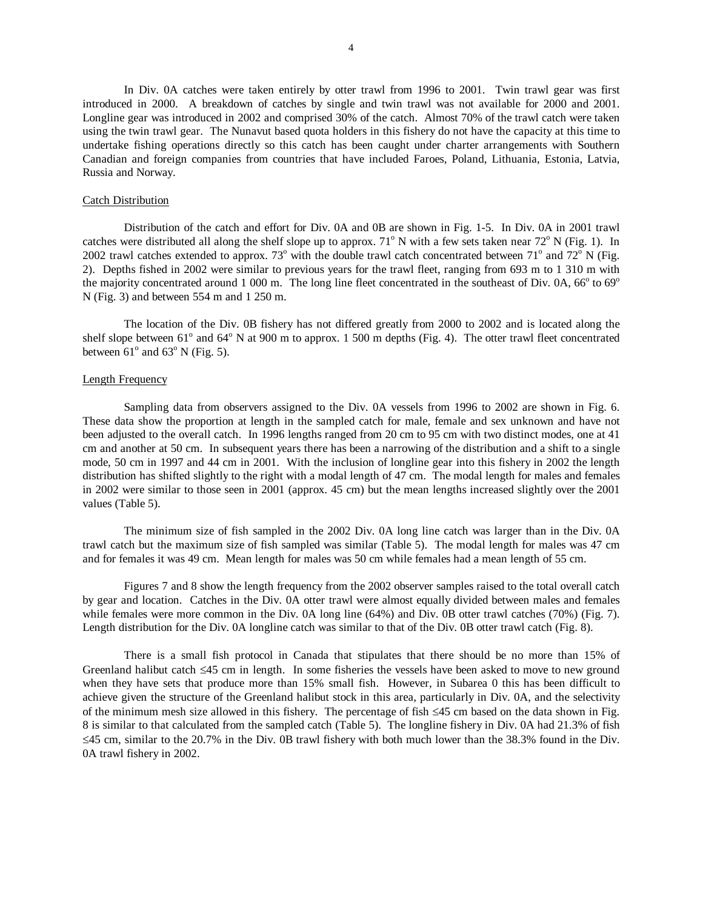In Div. 0A catches were taken entirely by otter trawl from 1996 to 2001. Twin trawl gear was first introduced in 2000. A breakdown of catches by single and twin trawl was not available for 2000 and 2001. Longline gear was introduced in 2002 and comprised 30% of the catch. Almost 70% of the trawl catch were taken using the twin trawl gear. The Nunavut based quota holders in this fishery do not have the capacity at this time to undertake fishing operations directly so this catch has been caught under charter arrangements with Southern Canadian and foreign companies from countries that have included Faroes, Poland, Lithuania, Estonia, Latvia, Russia and Norway.

## Catch Distribution

Distribution of the catch and effort for Div. 0A and 0B are shown in Fig. 1-5. In Div. 0A in 2001 trawl catches were distributed all along the shelf slope up to approx. 71° N with a few sets taken near 72° N (Fig. 1). In 2002 trawl catches extended to approx. 73° with the double trawl catch concentrated between 71° and 72° N (Fig. 2). Depths fished in 2002 were similar to previous years for the trawl fleet, ranging from 693 m to 1 310 m with the majority concentrated around 1 000 m. The long line fleet concentrated in the southeast of Div. 0A, 66° to 69° N (Fig. 3) and between 554 m and 1 250 m.

The location of the Div. 0B fishery has not differed greatly from 2000 to 2002 and is located along the shelf slope between 61° and 64° N at 900 m to approx. 1 500 m depths (Fig. 4). The otter trawl fleet concentrated between 61° and 63° N (Fig. 5).

## Length Frequency

Sampling data from observers assigned to the Div. 0A vessels from 1996 to 2002 are shown in Fig. 6. These data show the proportion at length in the sampled catch for male, female and sex unknown and have not been adjusted to the overall catch. In 1996 lengths ranged from 20 cm to 95 cm with two distinct modes, one at 41 cm and another at 50 cm. In subsequent years there has been a narrowing of the distribution and a shift to a single mode, 50 cm in 1997 and 44 cm in 2001. With the inclusion of longline gear into this fishery in 2002 the length distribution has shifted slightly to the right with a modal length of 47 cm. The modal length for males and females in 2002 were similar to those seen in 2001 (approx. 45 cm) but the mean lengths increased slightly over the 2001 values (Table 5).

The minimum size of fish sampled in the 2002 Div. 0A long line catch was larger than in the Div. 0A trawl catch but the maximum size of fish sampled was similar (Table 5). The modal length for males was 47 cm and for females it was 49 cm. Mean length for males was 50 cm while females had a mean length of 55 cm.

Figures 7 and 8 show the length frequency from the 2002 observer samples raised to the total overall catch by gear and location. Catches in the Div. 0A otter trawl were almost equally divided between males and females while females were more common in the Div. 0A long line (64%) and Div. 0B otter trawl catches (70%) (Fig. 7). Length distribution for the Div. 0A longline catch was similar to that of the Div. 0B otter trawl catch (Fig. 8).

There is a small fish protocol in Canada that stipulates that there should be no more than 15% of Greenland halibut catch ≤45 cm in length. In some fisheries the vessels have been asked to move to new ground when they have sets that produce more than 15% small fish. However, in Subarea 0 this has been difficult to achieve given the structure of the Greenland halibut stock in this area, particularly in Div. 0A, and the selectivity of the minimum mesh size allowed in this fishery. The percentage of fish ≤45 cm based on the data shown in Fig. 8 is similar to that calculated from the sampled catch (Table 5). The longline fishery in Div. 0A had 21.3% of fish ≤45 cm, similar to the 20.7% in the Div. 0B trawl fishery with both much lower than the 38.3% found in the Div. 0A trawl fishery in 2002.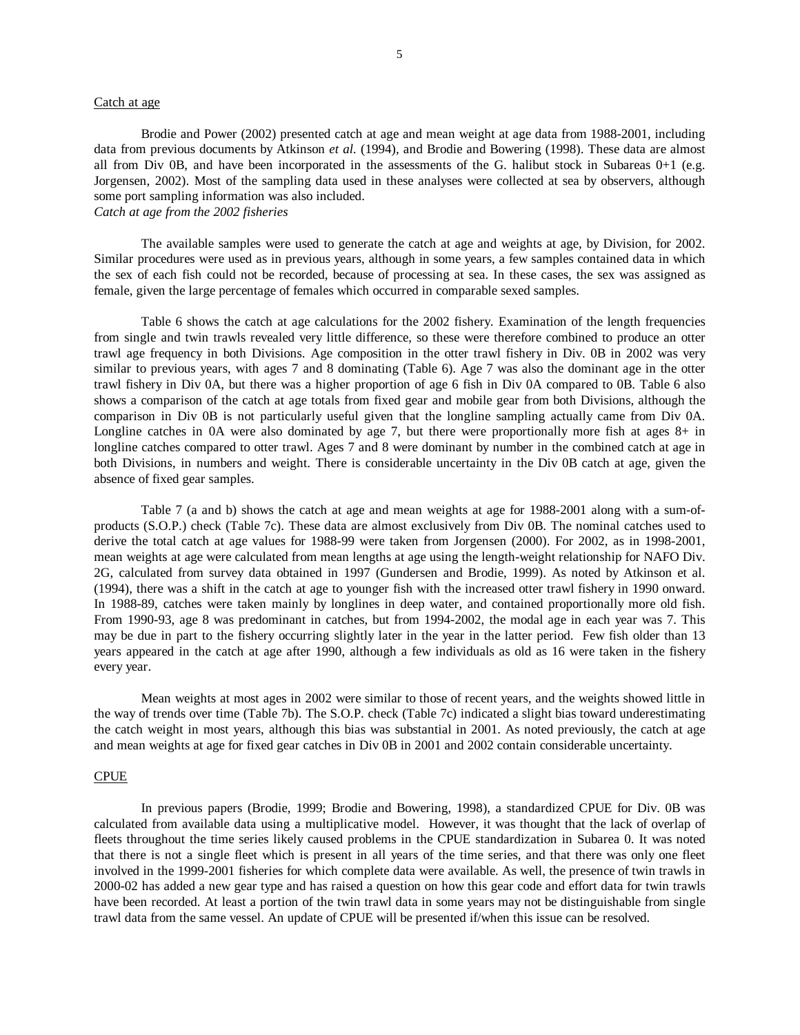## Catch at age

Brodie and Power (2002) presented catch at age and mean weight at age data from 1988-2001, including data from previous documents by Atkinson *et al.* (1994), and Brodie and Bowering (1998). These data are almost all from Div 0B, and have been incorporated in the assessments of the G. halibut stock in Subareas 0+1 (e.g. Jorgensen, 2002). Most of the sampling data used in these analyses were collected at sea by observers, although some port sampling information was also included.

*Catch at age from the 2002 fisheries*

The available samples were used to generate the catch at age and weights at age, by Division, for 2002. Similar procedures were used as in previous years, although in some years, a few samples contained data in which the sex of each fish could not be recorded, because of processing at sea. In these cases, the sex was assigned as female, given the large percentage of females which occurred in comparable sexed samples.

Table 6 shows the catch at age calculations for the 2002 fishery. Examination of the length frequencies from single and twin trawls revealed very little difference, so these were therefore combined to produce an otter trawl age frequency in both Divisions. Age composition in the otter trawl fishery in Div. 0B in 2002 was very similar to previous years, with ages 7 and 8 dominating (Table 6). Age 7 was also the dominant age in the otter trawl fishery in Div 0A, but there was a higher proportion of age 6 fish in Div 0A compared to 0B. Table 6 also shows a comparison of the catch at age totals from fixed gear and mobile gear from both Divisions, although the comparison in Div 0B is not particularly useful given that the longline sampling actually came from Div 0A. Longline catches in 0A were also dominated by age 7, but there were proportionally more fish at ages 8+ in longline catches compared to otter trawl. Ages 7 and 8 were dominant by number in the combined catch at age in both Divisions, in numbers and weight. There is considerable uncertainty in the Div 0B catch at age, given the absence of fixed gear samples.

Table 7 (a and b) shows the catch at age and mean weights at age for 1988-2001 along with a sum-of-products (S.O.P.) check (Table 7c). These data are almost exclusively from Div 0B. The nominal catches used to derive the total catch at age values for 1988-99 were taken from Jorgensen (2000). For 2002, as in 1998-2001, mean weights at age were calculated from mean lengths at age using the length-weight relationship for NAFO Div. 2G, calculated from survey data obtained in 1997 (Gundersen and Brodie, 1999). As noted by Atkinson et al. (1994), there was a shift in the catch at age to younger fish with the increased otter trawl fishery in 1990 onward. In 1988-89, catches were taken mainly by longlines in deep water, and contained proportionally more old fish. From 1990-93, age 8 was predominant in catches, but from 1994-2002, the modal age in each year was 7. This may be due in part to the fishery occurring slightly later in the year in the latter period. Few fish older than 13 years appeared in the catch at age after 1990, although a few individuals as old as 16 were taken in the fishery every year.

Mean weights at most ages in 2002 were similar to those of recent years, and the weights showed little in the way of trends over time (Table 7b). The S.O.P. check (Table 7c) indicated a slight bias toward underestimating the catch weight in most years, although this bias was substantial in 2001. As noted previously, the catch at age and mean weights at age for fixed gear catches in Div 0B in 2001 and 2002 contain considerable uncertainty.

## CPUE

In previous papers (Brodie, 1999; Brodie and Bowering, 1998), a standardized CPUE for Div. 0B was calculated from available data using a multiplicative model. However, it was thought that the lack of overlap of fleets throughout the time series likely caused problems in the CPUE standardization in Subarea 0. It was noted that there is not a single fleet which is present in all years of the time series, and that there was only one fleet involved in the 1999-2001 fisheries for which complete data were available. As well, the presence of twin trawls in 2000-02 has added a new gear type and has raised a question on how this gear code and effort data for twin trawls have been recorded. At least a portion of the twin trawl data in some years may not be distinguishable from single trawl data from the same vessel. An update of CPUE will be presented if/when this issue can be resolved.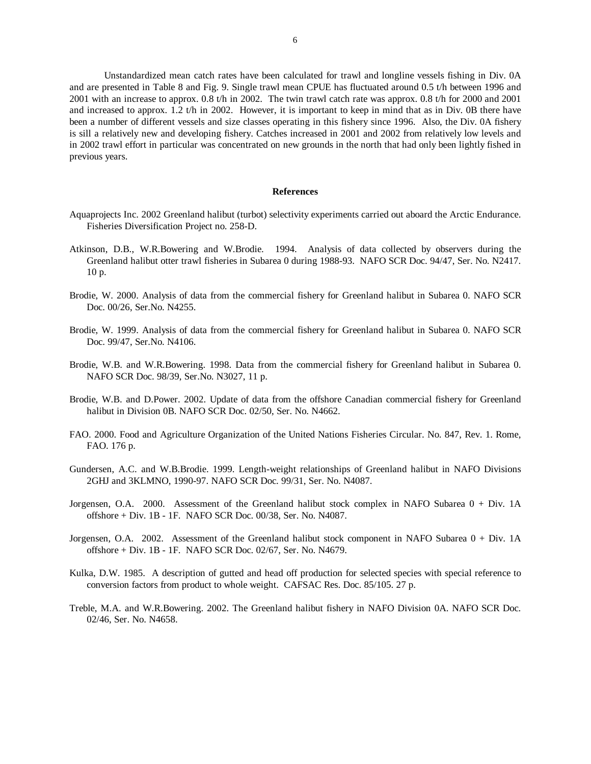Unstandardized mean catch rates have been calculated for trawl and longline vessels fishing in Div. 0A and are presented in Table 8 and Fig. 9. Single trawl mean CPUE has fluctuated around 0.5 t/h between 1996 and 2001 with an increase to approx. 0.8 t/h in 2002. The twin trawl catch rate was approx. 0.8 t/h for 2000 and 2001 and increased to approx. 1.2 t/h in 2002. However, it is important to keep in mind that as in Div. 0B there have been a number of different vessels and size classes operating in this fishery since 1996. Also, the Div. 0A fishery is sill a relatively new and developing fishery. Catches increased in 2001 and 2002 from relatively low levels and in 2002 trawl effort in particular was concentrated on new grounds in the north that had only been lightly fished in previous years.

## References

Aquaprojects Inc. 2002 Greenland halibut (turbot) selectivity experiments carried out aboard the Arctic Endurance. Fisheries Diversification Project no. 258-D.

Atkinson, D.B., W.R.Bowering and W.Brodie. 1994. Analysis of data collected by observers during the Greenland halibut otter trawl fisheries in Subarea 0 during 1988-93. NAFO SCR Doc. 94/47, Ser. No. N2417. 10 p.

Brodie, W. 2000. Analysis of data from the commercial fishery for Greenland halibut in Subarea 0. NAFO SCR Doc. 00/26, Ser.No. N4255.

Brodie, W. 1999. Analysis of data from the commercial fishery for Greenland halibut in Subarea 0. NAFO SCR Doc. 99/47, Ser.No. N4106.

Brodie, W.B. and W.R.Bowering. 1998. Data from the commercial fishery for Greenland halibut in Subarea 0. NAFO SCR Doc. 98/39, Ser.No. N3027, 11 p.

Brodie, W.B. and D.Power. 2002. Update of data from the offshore Canadian commercial fishery for Greenland halibut in Division 0B. NAFO SCR Doc. 02/50, Ser. No. N4662.

FAO. 2000. Food and Agriculture Organization of the United Nations Fisheries Circular. No. 847, Rev. 1. Rome, FAO. 176 p.

Gundersen, A.C. and W.B.Brodie. 1999. Length-weight relationships of Greenland halibut in NAFO Divisions 2GHJ and 3KLMNO, 1990-97. NAFO SCR Doc. 99/31, Ser. No. N4087.

Jorgensen, O.A. 2000. Assessment of the Greenland halibut stock complex in NAFO Subarea 0 + Div. 1A offshore + Div. 1B - 1F. NAFO SCR Doc. 00/38, Ser. No. N4087.

Jorgensen, O.A. 2002. Assessment of the Greenland halibut stock component in NAFO Subarea 0 + Div. 1A offshore + Div. 1B - 1F. NAFO SCR Doc. 02/67, Ser. No. N4679.

Kulka, D.W. 1985. A description of gutted and head off production for selected species with special reference to conversion factors from product to whole weight. CAFSAC Res. Doc. 85/105. 27 p.

Treble, M.A. and W.R.Bowering. 2002. The Greenland halibut fishery in NAFO Division 0A. NAFO SCR Doc. 02/46, Ser. No. N4658.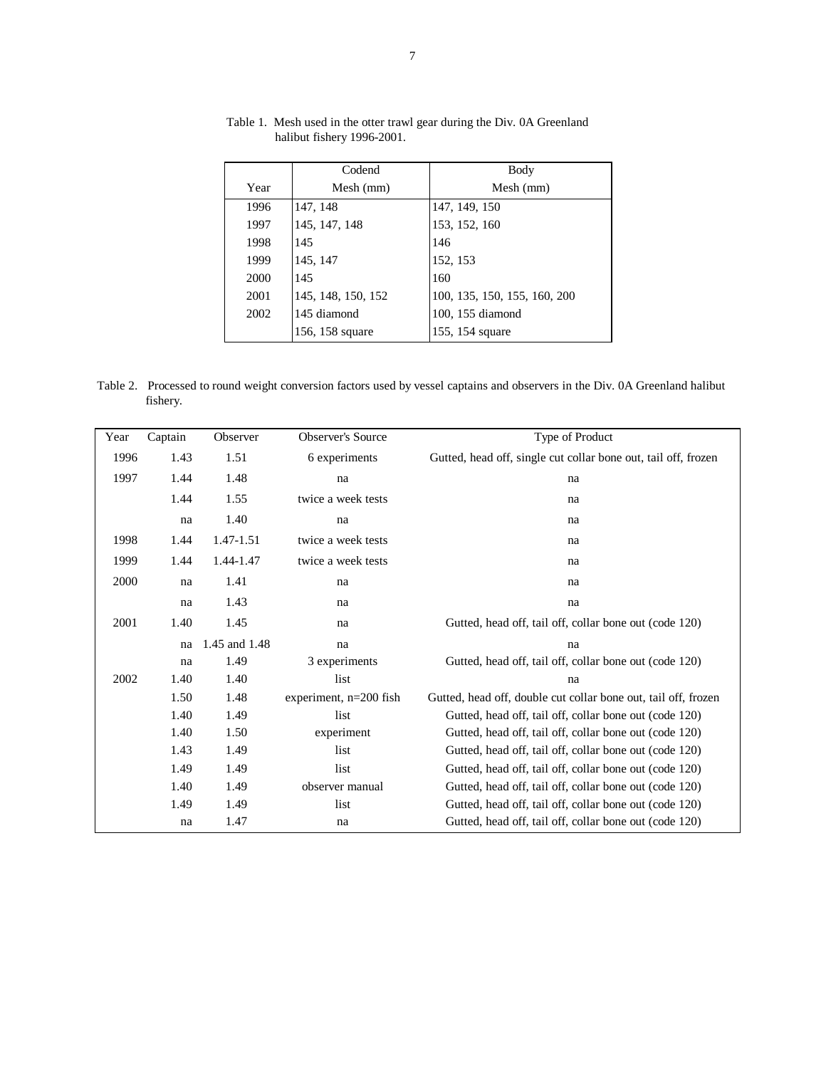Table 1. Mesh used in the otter trawl gear during the Div. 0A Greenland halibut fishery 1996-2001.

| Year | Codend Mesh (mm) | Body Mesh (mm) |
|---|---|---|
| 1996 | 147, 148 | 147, 149, 150 |
| 1997 | 145, 147, 148 | 153, 152, 160 |
| 1998 | 145 | 146 |
| 1999 | 145, 147 | 152, 153 |
| 2000 | 145 | 160 |
| 2001 | 145, 148, 150, 152 | 100, 135, 150, 155, 160, 200 |
| 2002 | 145 diamond | 100, 155 diamond |
| | 156, 158 square | 155, 154 square |

Table 2. Processed to round weight conversion factors used by vessel captains and observers in the Div. 0A Greenland halibut fishery.

| Year | Captain | Observer | Observer's Source | Type of Product |
|---|---|---|---|---|
| 1996 | 1.43 | 1.51 | 6 experiments | Gutted, head off, single cut collar bone out, tail off, frozen |
| 1997 | 1.44 | 1.48 | na | na |
| | 1.44 | 1.55 | twice a week tests | na |
| | na | 1.40 | na | na |
| 1998 | 1.44 | 1.47-1.51 | twice a week tests | na |
| 1999 | 1.44 | 1.44-1.47 | twice a week tests | na |
| 2000 | na | 1.41 | na | na |
| | na | 1.43 | na | na |
| 2001 | 1.40 | 1.45 | na | Gutted, head off, tail off, collar bone out (code 120) |
| | na | 1.45 and 1.48 | na | na |
| | na | 1.49 | 3 experiments | Gutted, head off, tail off, collar bone out (code 120) |
| 2002 | 1.40 | 1.40 | list | na |
| | 1.50 | 1.48 | experiment, n=200 fish | Gutted, head off, double cut collar bone out, tail off, frozen |
| | 1.40 | 1.49 | list | Gutted, head off, tail off, collar bone out (code 120) |
| | 1.40 | 1.50 | experiment | Gutted, head off, tail off, collar bone out (code 120) |
| | 1.43 | 1.49 | list | Gutted, head off, tail off, collar bone out (code 120) |
| | 1.49 | 1.49 | list | Gutted, head off, tail off, collar bone out (code 120) |
| | 1.40 | 1.49 | observer manual | Gutted, head off, tail off, collar bone out (code 120) |
| | 1.49 | 1.49 | list | Gutted, head off, tail off, collar bone out (code 120) |
| | na | 1.47 | na | Gutted, head off, tail off, collar bone out (code 120) |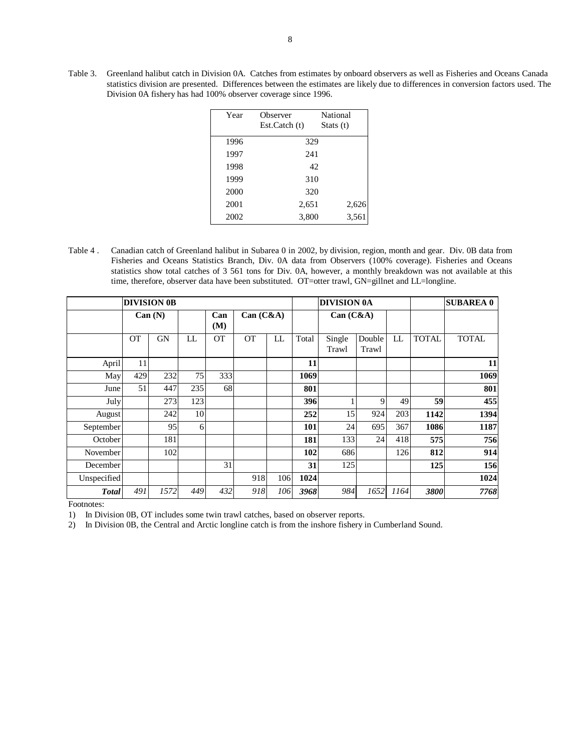Table 3. Greenland halibut catch in Division 0A. Catches from estimates by onboard observers as well as Fisheries and Oceans Canada statistics division are presented. Differences between the estimates are likely due to differences in conversion factors used. The Division 0A fishery has had 100% observer coverage since 1996.

| Year | Observer Est.Catch (t) | National Stats (t) |
|---|---|---|
| 1996 | 329 | |
| 1997 | 241 | |
| 1998 | 42 | |
| 1999 | 310 | |
| 2000 | 320 | |
| 2001 | 2,651 | 2,626 |
| 2002 | 3,800 | 3,561 |

Table 4 . Canadian catch of Greenland halibut in Subarea 0 in 2002, by division, region, month and gear. Div. 0B data from Fisheries and Oceans Statistics Branch, Div. 0A data from Observers (100% coverage). Fisheries and Oceans statistics show total catches of 3 561 tons for Div. 0A, however, a monthly breakdown was not available at this time, therefore, observer data have been substituted. OT=otter trawl, GN=gillnet and LL=longline.

| | **DIVISION 0B** | | | | | | | **DIVISION 0A** | | | | **SUBAREA 0** |
|---|---|---|---|---|---|---|---|---|---|---|---|---|
| | **Can (N)** | | | **Can (M)** | **Can (C&A)** | | | **Can (C&A)** | | | | |
| | OT | GN | LL | OT | OT | LL | Total | Single Trawl | Double Trawl | LL | TOTAL | TOTAL |
| April | 11 | | | | | | **11** | | | | | **11** |
| May | 429 | 232 | 75 | 333 | | | **1069** | | | | | **1069** |
| June | 51 | 447 | 235 | 68 | | | **801** | | | | | **801** |
| July | | 273 | 123 | | | | **396** | 1 | 9 | 49 | **59** | **455** |
| August | | 242 | 10 | | | | **252** | 15 | 924 | 203 | **1142** | **1394** |
| September | | 95 | 6 | | | | **101** | 24 | 695 | 367 | **1086** | **1187** |
| October | | 181 | | | | | **181** | 133 | 24 | 418 | **575** | **756** |
| November | | 102 | | | | | **102** | 686 | | 126 | **812** | **914** |
| December | | | | 31 | | | **31** | 125 | | | **125** | **156** |
| Unspecified | | | | | 918 | 106 | **1024** | | | | | **1024** |
| ***Total*** | *491* | *1572* | *449* | *432* | *918* | *106* | ***3968*** | *984* | *1652* | *1164* | ***3800*** | ***7768*** |

Footnotes:

1) In Division 0B, OT includes some twin trawl catches, based on observer reports.
2) In Division 0B, the Central and Arctic longline catch is from the inshore fishery in Cumberland Sound.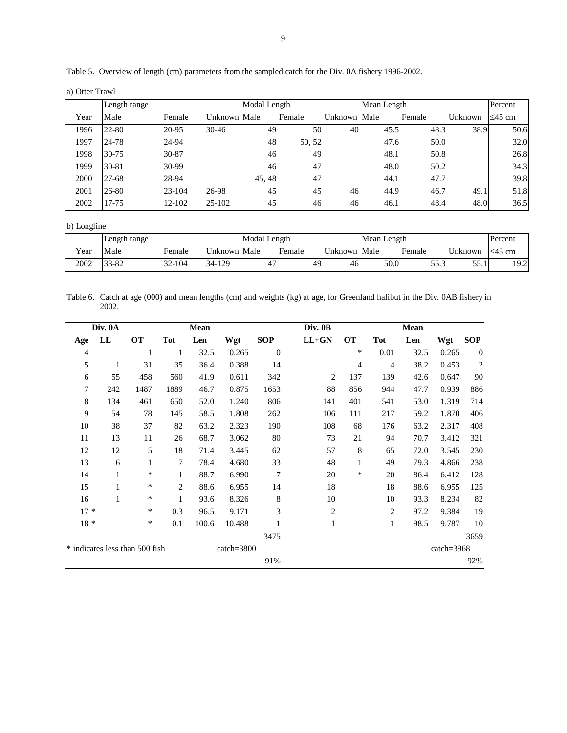Table 5. Overview of length (cm) parameters from the sampled catch for the Div. 0A fishery 1996-2002.

a) Otter Trawl

| | Length range | | | Modal Length | | | Mean Length | | | Percent |
|---|---|---|---|---|---|---|---|---|---|---|
| Year | Male | Female | Unknown | Male | Female | Unknown | Male | Female | Unknown | ≤45 cm |
| 1996 | 22-80 | 20-95 | 30-46 | 49 | 50 | 40 | 45.5 | 48.3 | 38.9 | 50.6 |
| 1997 | 24-78 | 24-94 | | 48 | 50, 52 | | 47.6 | 50.0 | | 32.0 |
| 1998 | 30-75 | 30-87 | | 46 | 49 | | 48.1 | 50.8 | | 26.8 |
| 1999 | 30-81 | 30-99 | | 46 | 47 | | 48.0 | 50.2 | | 34.3 |
| 2000 | 27-68 | 28-94 | | 45, 48 | 47 | | 44.1 | 47.7 | | 39.8 |
| 2001 | 26-80 | 23-104 | 26-98 | 45 | 45 | 46 | 44.9 | 46.7 | 49.1 | 51.8 |
| 2002 | 17-75 | 12-102 | 25-102 | 45 | 46 | 46 | 46.1 | 48.4 | 48.0 | 36.5 |

b) Longline

| | Length range | | | Modal Length | | | Mean Length | | | Percent |
|---|---|---|---|---|---|---|---|---|---|---|
| Year | Male | Female | Unknown | Male | Female | Unknown | Male | Female | Unknown | ≤45 cm |
| 2002 | 33-82 | 32-104 | 34-129 | 47 | 49 | 46 | 50.0 | 55.3 | 55.1 | 19.2 |

Table 6. Catch at age (000) and mean lengths (cm) and weights (kg) at age, for Greenland halibut in the Div. 0AB fishery in 2002.

| | Div. 0A | | | Mean | | | Div. 0B | | | Mean | | |
|---|---|---|---|---|---|---|---|---|---|---|---|---|
| Age | LL | OT | Tot | Len | Wgt | SOP | LL+GN | OT | Tot | Len | Wgt | SOP |
| 4 | | 1 | 1 | 32.5 | 0.265 | 0 | | * | 0.01 | 32.5 | 0.265 | 0 |
| 5 | 1 | 31 | 35 | 36.4 | 0.388 | 14 | | 4 | 4 | 38.2 | 0.453 | 2 |
| 6 | 55 | 458 | 560 | 41.9 | 0.611 | 342 | 2 | 137 | 139 | 42.6 | 0.647 | 90 |
| 7 | 242 | 1487 | 1889 | 46.7 | 0.875 | 1653 | 88 | 856 | 944 | 47.7 | 0.939 | 886 |
| 8 | 134 | 461 | 650 | 52.0 | 1.240 | 806 | 141 | 401 | 541 | 53.0 | 1.319 | 714 |
| 9 | 54 | 78 | 145 | 58.5 | 1.808 | 262 | 106 | 111 | 217 | 59.2 | 1.870 | 406 |
| 10 | 38 | 37 | 82 | 63.2 | 2.323 | 190 | 108 | 68 | 176 | 63.2 | 2.317 | 408 |
| 11 | 13 | 11 | 26 | 68.7 | 3.062 | 80 | 73 | 21 | 94 | 70.7 | 3.412 | 321 |
| 12 | 12 | 5 | 18 | 71.4 | 3.445 | 62 | 57 | 8 | 65 | 72.0 | 3.545 | 230 |
| 13 | 6 | 1 | 7 | 78.4 | 4.680 | 33 | 48 | 1 | 49 | 79.3 | 4.866 | 238 |
| 14 | 1 | * | 1 | 88.7 | 6.990 | 7 | 20 | * | 20 | 86.4 | 6.412 | 128 |
| 15 | 1 | * | 2 | 88.6 | 6.955 | 14 | 18 | | 18 | 88.6 | 6.955 | 125 |
| 16 | 1 | * | 1 | 93.6 | 8.326 | 8 | 10 | | 10 | 93.3 | 8.234 | 82 |
| 17 * | | * | 0.3 | 96.5 | 9.171 | 3 | 2 | | 2 | 97.2 | 9.384 | 19 |
| 18 * | | * | 0.1 | 100.6 | 10.488 | 1 | 1 | | 1 | 98.5 | 9.787 | 10 |
| | | | | | | 3475 | | | | | | 3659 |
| * indicates less than 500 fish | | | | | catch=3800 | | | | | | catch=3968 | |
| | | | | | | 91% | | | | | | 92% |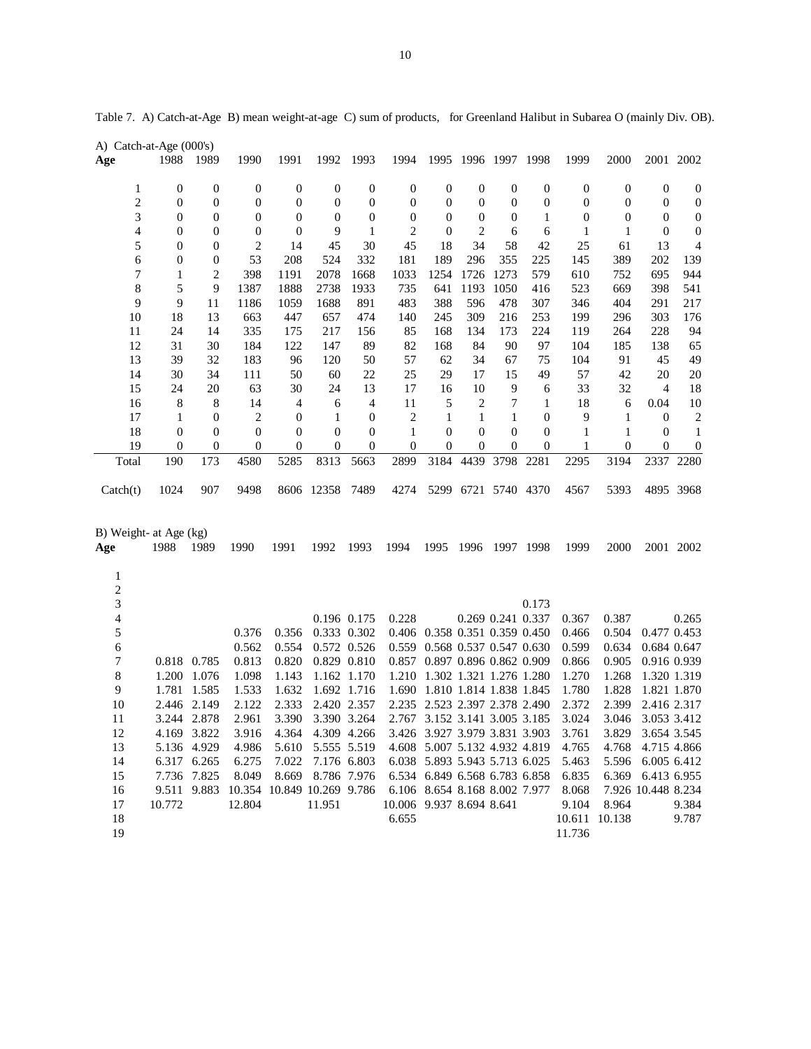Table 7. A) Catch-at-Age B) mean weight-at-age C) sum of products, for Greenland Halibut in Subarea O (mainly Div. OB).

A) Catch-at-Age (000's)

| Age | 1988 | 1989 | 1990 | 1991 | 1992 | 1993 | 1994 | 1995 | 1996 | 1997 | 1998 | 1999 | 2000 | 2001 | 2002 |
|---|---|---|---|---|---|---|---|---|---|---|---|---|---|---|---|
| 1 | 0 | 0 | 0 | 0 | 0 | 0 | 0 | 0 | 0 | 0 | 0 | 0 | 0 | 0 | 0 |
| 2 | 0 | 0 | 0 | 0 | 0 | 0 | 0 | 0 | 0 | 0 | 0 | 0 | 0 | 0 | 0 |
| 3 | 0 | 0 | 0 | 0 | 0 | 0 | 0 | 0 | 0 | 0 | 1 | 0 | 0 | 0 | 0 |
| 4 | 0 | 0 | 0 | 0 | 9 | 1 | 2 | 0 | 2 | 6 | 6 | 1 | 1 | 0 | 0 |
| 5 | 0 | 0 | 2 | 14 | 45 | 30 | 45 | 18 | 34 | 58 | 42 | 25 | 61 | 13 | 4 |
| 6 | 0 | 0 | 53 | 208 | 524 | 332 | 181 | 189 | 296 | 355 | 225 | 145 | 389 | 202 | 139 |
| 7 | 1 | 2 | 398 | 1191 | 2078 | 1668 | 1033 | 1254 | 1726 | 1273 | 579 | 610 | 752 | 695 | 944 |
| 8 | 5 | 9 | 1387 | 1888 | 2738 | 1933 | 735 | 641 | 1193 | 1050 | 416 | 523 | 669 | 398 | 541 |
| 9 | 9 | 11 | 1186 | 1059 | 1688 | 891 | 483 | 388 | 596 | 478 | 307 | 346 | 404 | 291 | 217 |
| 10 | 18 | 13 | 663 | 447 | 657 | 474 | 140 | 245 | 309 | 216 | 253 | 199 | 296 | 303 | 176 |
| 11 | 24 | 14 | 335 | 175 | 217 | 156 | 85 | 168 | 134 | 173 | 224 | 119 | 264 | 228 | 94 |
| 12 | 31 | 30 | 184 | 122 | 147 | 89 | 82 | 168 | 84 | 90 | 97 | 104 | 185 | 138 | 65 |
| 13 | 39 | 32 | 183 | 96 | 120 | 50 | 57 | 62 | 34 | 67 | 75 | 104 | 91 | 45 | 49 |
| 14 | 30 | 34 | 111 | 50 | 60 | 22 | 25 | 29 | 17 | 15 | 49 | 57 | 42 | 20 | 20 |
| 15 | 24 | 20 | 63 | 30 | 24 | 13 | 17 | 16 | 10 | 9 | 6 | 33 | 32 | 4 | 18 |
| 16 | 8 | 8 | 14 | 4 | 6 | 4 | 11 | 5 | 2 | 7 | 1 | 18 | 6 | 0.04 | 10 |
| 17 | 1 | 0 | 2 | 0 | 1 | 0 | 2 | 1 | 1 | 1 | 0 | 9 | 1 | 0 | 2 |
| 18 | 0 | 0 | 0 | 0 | 0 | 0 | 1 | 0 | 0 | 0 | 0 | 1 | 1 | 0 | 1 |
| 19 | 0 | 0 | 0 | 0 | 0 | 0 | 0 | 0 | 0 | 0 | 0 | 1 | 0 | 0 | 0 |
| Total | 190 | 173 | 4580 | 5285 | 8313 | 5663 | 2899 | 3184 | 4439 | 3798 | 2281 | 2295 | 3194 | 2337 | 2280 |
| Catch(t) | 1024 | 907 | 9498 | 8606 | 12358 | 7489 | 4274 | 5299 | 6721 | 5740 | 4370 | 4567 | 5393 | 4895 | 3968 |

B) Weight- at Age (kg)

| Age | 1988 | 1989 | 1990 | 1991 | 1992 | 1993 | 1994 | 1995 | 1996 | 1997 | 1998 | 1999 | 2000 | 2001 | 2002 |
|---|---|---|---|---|---|---|---|---|---|---|---|---|---|---|---|
| 1 | | | | | | | | | | | | | | | |
| 2 | | | | | | | | | | | | | | | |
| 3 | | | | | | | | | | | 0.173 | | | | |
| 4 | | | | | 0.196 | 0.175 | 0.228 | | 0.269 | 0.241 | 0.337 | 0.367 | 0.387 | | 0.265 |
| 5 | | | 0.376 | 0.356 | 0.333 | 0.302 | 0.406 | 0.358 | 0.351 | 0.359 | 0.450 | 0.466 | 0.504 | 0.477 | 0.453 |
| 6 | | | 0.562 | 0.554 | 0.572 | 0.526 | 0.559 | 0.568 | 0.537 | 0.547 | 0.630 | 0.599 | 0.634 | 0.684 | 0.647 |
| 7 | 0.818 | 0.785 | 0.813 | 0.820 | 0.829 | 0.810 | 0.857 | 0.897 | 0.896 | 0.862 | 0.909 | 0.866 | 0.905 | 0.916 | 0.939 |
| 8 | 1.200 | 1.076 | 1.098 | 1.143 | 1.162 | 1.170 | 1.210 | 1.302 | 1.321 | 1.276 | 1.280 | 1.270 | 1.268 | 1.320 | 1.319 |
| 9 | 1.781 | 1.585 | 1.533 | 1.632 | 1.692 | 1.716 | 1.690 | 1.810 | 1.814 | 1.838 | 1.845 | 1.780 | 1.828 | 1.821 | 1.870 |
| 10 | 2.446 | 2.149 | 2.122 | 2.333 | 2.420 | 2.357 | 2.235 | 2.523 | 2.397 | 2.378 | 2.490 | 2.372 | 2.399 | 2.416 | 2.317 |
| 11 | 3.244 | 2.878 | 2.961 | 3.390 | 3.390 | 3.264 | 2.767 | 3.152 | 3.141 | 3.005 | 3.185 | 3.024 | 3.046 | 3.053 | 3.412 |
| 12 | 4.169 | 3.822 | 3.916 | 4.364 | 4.309 | 4.266 | 3.426 | 3.927 | 3.979 | 3.831 | 3.903 | 3.761 | 3.829 | 3.654 | 3.545 |
| 13 | 5.136 | 4.929 | 4.986 | 5.610 | 5.555 | 5.519 | 4.608 | 5.007 | 5.132 | 4.932 | 4.819 | 4.765 | 4.768 | 4.715 | 4.866 |
| 14 | 6.317 | 6.265 | 6.275 | 7.022 | 7.176 | 6.803 | 6.038 | 5.893 | 5.943 | 5.713 | 6.025 | 5.463 | 5.596 | 6.005 | 6.412 |
| 15 | 7.736 | 7.825 | 8.049 | 8.669 | 8.786 | 7.976 | 6.534 | 6.849 | 6.568 | 6.783 | 6.858 | 6.835 | 6.369 | 6.413 | 6.955 |
| 16 | 9.511 | 9.883 | 10.354 | 10.849 | 10.269 | 9.786 | 6.106 | 8.654 | 8.168 | 8.002 | 7.977 | 8.068 | 7.926 | 10.448 | 8.234 |
| 17 | 10.772 | | 12.804 | | 11.951 | | 10.006 | 9.937 | 8.694 | 8.641 | | 9.104 | 8.964 | | 9.384 |
| 18 | | | | | | | 6.655 | | | | | 10.611 | 10.138 | | 9.787 |
| 19 | | | | | | | | | | | | 11.736 | | | |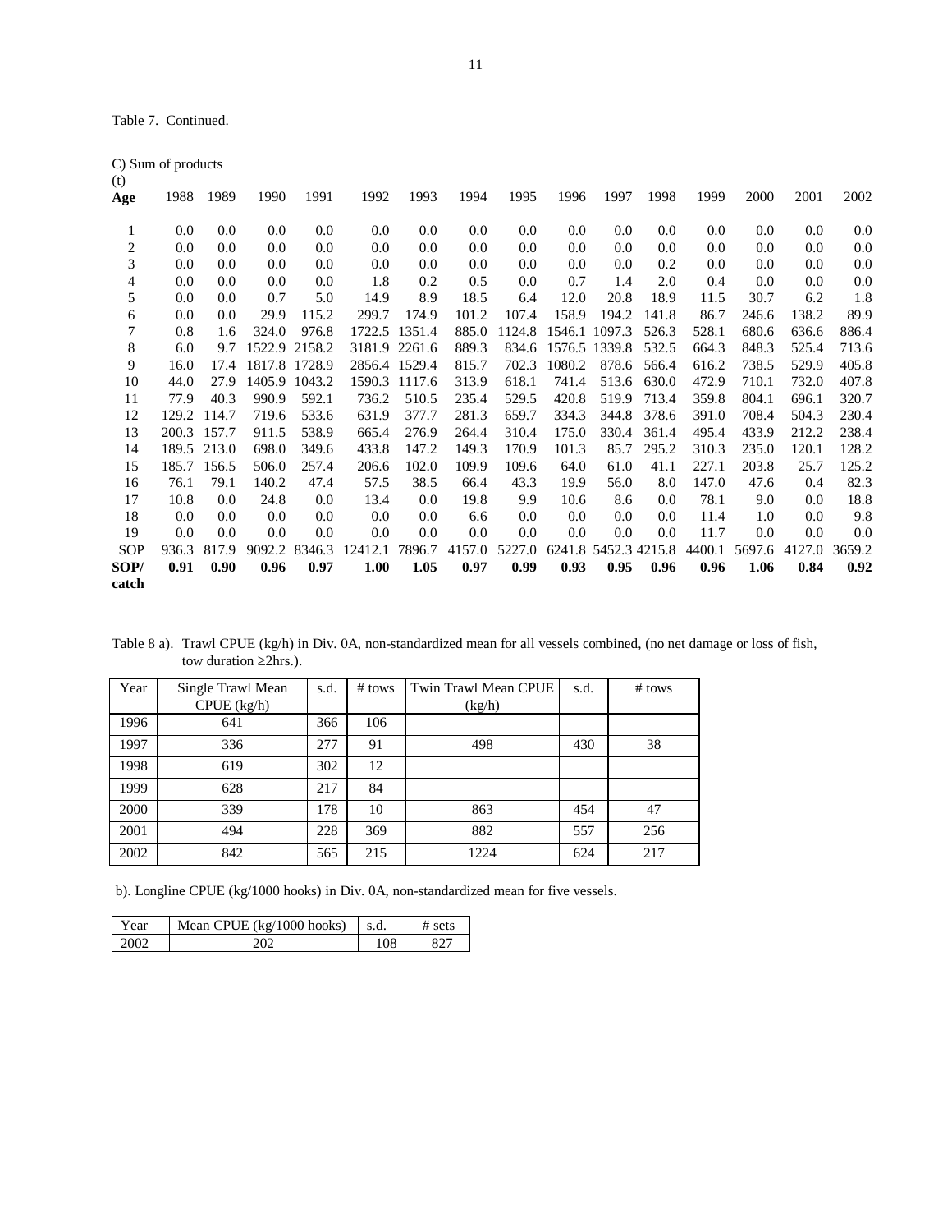Table 7. Continued.

C) Sum of products (t)

| Age | 1988 | 1989 | 1990 | 1991 | 1992 | 1993 | 1994 | 1995 | 1996 | 1997 | 1998 | 1999 | 2000 | 2001 | 2002 |
|---|---|---|---|---|---|---|---|---|---|---|---|---|---|---|---|
| 1 | 0.0 | 0.0 | 0.0 | 0.0 | 0.0 | 0.0 | 0.0 | 0.0 | 0.0 | 0.0 | 0.0 | 0.0 | 0.0 | 0.0 | 0.0 |
| 2 | 0.0 | 0.0 | 0.0 | 0.0 | 0.0 | 0.0 | 0.0 | 0.0 | 0.0 | 0.0 | 0.0 | 0.0 | 0.0 | 0.0 | 0.0 |
| 3 | 0.0 | 0.0 | 0.0 | 0.0 | 0.0 | 0.0 | 0.0 | 0.0 | 0.0 | 0.0 | 0.2 | 0.0 | 0.0 | 0.0 | 0.0 |
| 4 | 0.0 | 0.0 | 0.0 | 0.0 | 1.8 | 0.2 | 0.5 | 0.0 | 0.7 | 1.4 | 2.0 | 0.4 | 0.0 | 0.0 | 0.0 |
| 5 | 0.0 | 0.0 | 0.7 | 5.0 | 14.9 | 8.9 | 18.5 | 6.4 | 12.0 | 20.8 | 18.9 | 11.5 | 30.7 | 6.2 | 1.8 |
| 6 | 0.0 | 0.0 | 29.9 | 115.2 | 299.7 | 174.9 | 101.2 | 107.4 | 158.9 | 194.2 | 141.8 | 86.7 | 246.6 | 138.2 | 89.9 |
| 7 | 0.8 | 1.6 | 324.0 | 976.8 | 1722.5 | 1351.4 | 885.0 | 1124.8 | 1546.1 | 1097.3 | 526.3 | 528.1 | 680.6 | 636.6 | 886.4 |
| 8 | 6.0 | 9.7 | 1522.9 | 2158.2 | 3181.9 | 2261.6 | 889.3 | 834.6 | 1576.5 | 1339.8 | 532.5 | 664.3 | 848.3 | 525.4 | 713.6 |
| 9 | 16.0 | 17.4 | 1817.8 | 1728.9 | 2856.4 | 1529.4 | 815.7 | 702.3 | 1080.2 | 878.6 | 566.4 | 616.2 | 738.5 | 529.9 | 405.8 |
| 10 | 44.0 | 27.9 | 1405.9 | 1043.2 | 1590.3 | 1117.6 | 313.9 | 618.1 | 741.4 | 513.6 | 630.0 | 472.9 | 710.1 | 732.0 | 407.8 |
| 11 | 77.9 | 40.3 | 990.9 | 592.1 | 736.2 | 510.5 | 235.4 | 529.5 | 420.8 | 519.9 | 713.4 | 359.8 | 804.1 | 696.1 | 320.7 |
| 12 | 129.2 | 114.7 | 719.6 | 533.6 | 631.9 | 377.7 | 281.3 | 659.7 | 334.3 | 344.8 | 378.6 | 391.0 | 708.4 | 504.3 | 230.4 |
| 13 | 200.3 | 157.7 | 911.5 | 538.9 | 665.4 | 276.9 | 264.4 | 310.4 | 175.0 | 330.4 | 361.4 | 495.4 | 433.9 | 212.2 | 238.4 |
| 14 | 189.5 | 213.0 | 698.0 | 349.6 | 433.8 | 147.2 | 149.3 | 170.9 | 101.3 | 85.7 | 295.2 | 310.3 | 235.0 | 120.1 | 128.2 |
| 15 | 185.7 | 156.5 | 506.0 | 257.4 | 206.6 | 102.0 | 109.9 | 109.6 | 64.0 | 61.0 | 41.1 | 227.1 | 203.8 | 25.7 | 125.2 |
| 16 | 76.1 | 79.1 | 140.2 | 47.4 | 57.5 | 38.5 | 66.4 | 43.3 | 19.9 | 56.0 | 8.0 | 147.0 | 47.6 | 0.4 | 82.3 |
| 17 | 10.8 | 0.0 | 24.8 | 0.0 | 13.4 | 0.0 | 19.8 | 9.9 | 10.6 | 8.6 | 0.0 | 78.1 | 9.0 | 0.0 | 18.8 |
| 18 | 0.0 | 0.0 | 0.0 | 0.0 | 0.0 | 0.0 | 6.6 | 0.0 | 0.0 | 0.0 | 0.0 | 11.4 | 1.0 | 0.0 | 9.8 |
| 19 | 0.0 | 0.0 | 0.0 | 0.0 | 0.0 | 0.0 | 0.0 | 0.0 | 0.0 | 0.0 | 0.0 | 11.7 | 0.0 | 0.0 | 0.0 |
| SOP | 936.3 | 817.9 | 9092.2 | 8346.3 | 12412.1 | 7896.7 | 4157.0 | 5227.0 | 6241.8 | 5452.3 | 4215.8 | 4400.1 | 5697.6 | 4127.0 | 3659.2 |
| **SOP/ catch** | **0.91** | **0.90** | **0.96** | **0.97** | **1.00** | **1.05** | **0.97** | **0.99** | **0.93** | **0.95** | **0.96** | **0.96** | **1.06** | **0.84** | **0.92** |

Table 8 a). Trawl CPUE (kg/h) in Div. 0A, non-standardized mean for all vessels combined, (no net damage or loss of fish, tow duration ≥2hrs.).

| Year | Single Trawl Mean CPUE (kg/h) | s.d. | # tows | Twin Trawl Mean CPUE (kg/h) | s.d. | # tows |
|---|---|---|---|---|---|---|
| 1996 | 641 | 366 | 106 | | | |
| 1997 | 336 | 277 | 91 | 498 | 430 | 38 |
| 1998 | 619 | 302 | 12 | | | |
| 1999 | 628 | 217 | 84 | | | |
| 2000 | 339 | 178 | 10 | 863 | 454 | 47 |
| 2001 | 494 | 228 | 369 | 882 | 557 | 256 |
| 2002 | 842 | 565 | 215 | 1224 | 624 | 217 |

b). Longline CPUE (kg/1000 hooks) in Div. 0A, non-standardized mean for five vessels.

| Year | Mean CPUE (kg/1000 hooks) | s.d. | # sets |
|---|---|---|---|
| 2002 | 202 | 108 | 827 |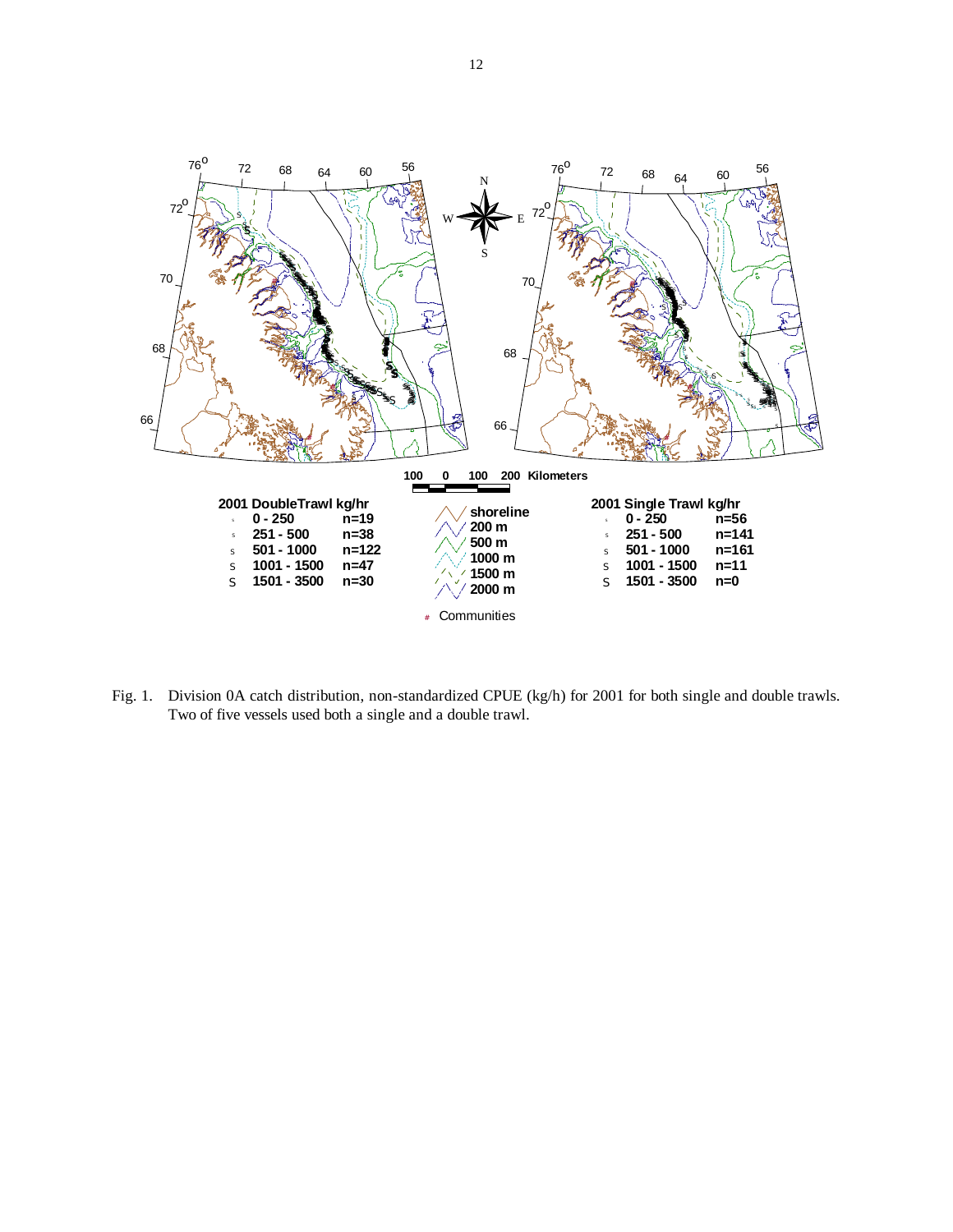Fig. 1. Division 0A catch distribution, non-standardized CPUE (kg/h) for 2001 for both single and double trawls. Two of five vessels used both a single and a double trawl.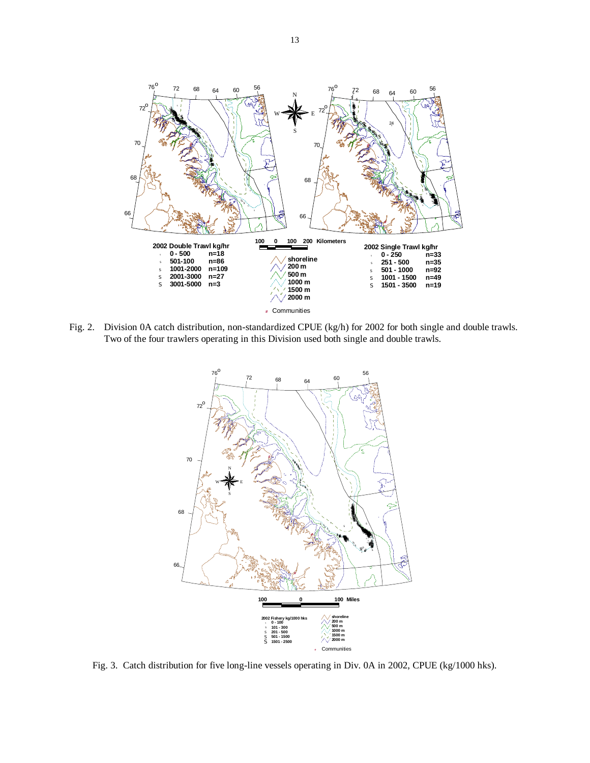Fig. 2. Division 0A catch distribution, non-standardized CPUE (kg/h) for 2002 for both single and double trawls. Two of the four trawlers operating in this Division used both single and double trawls.

Fig. 3. Catch distribution for five long-line vessels operating in Div. 0A in 2002, CPUE (kg/1000 hks).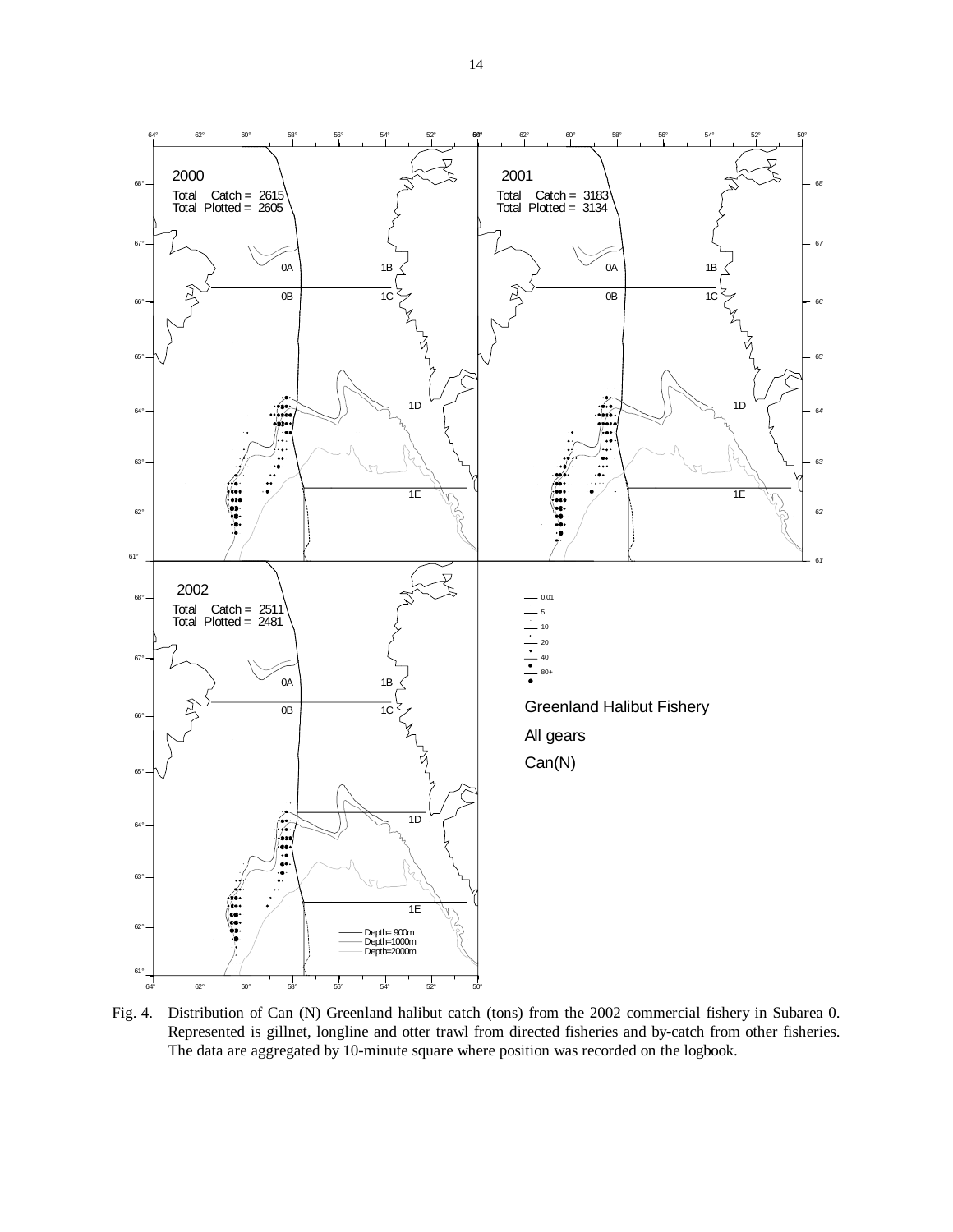Fig. 4. Distribution of Can (N) Greenland halibut catch (tons) from the 2002 commercial fishery in Subarea 0. Represented is gillnet, longline and otter trawl from directed fisheries and by-catch from other fisheries. The data are aggregated by 10-minute square where position was recorded on the logbook.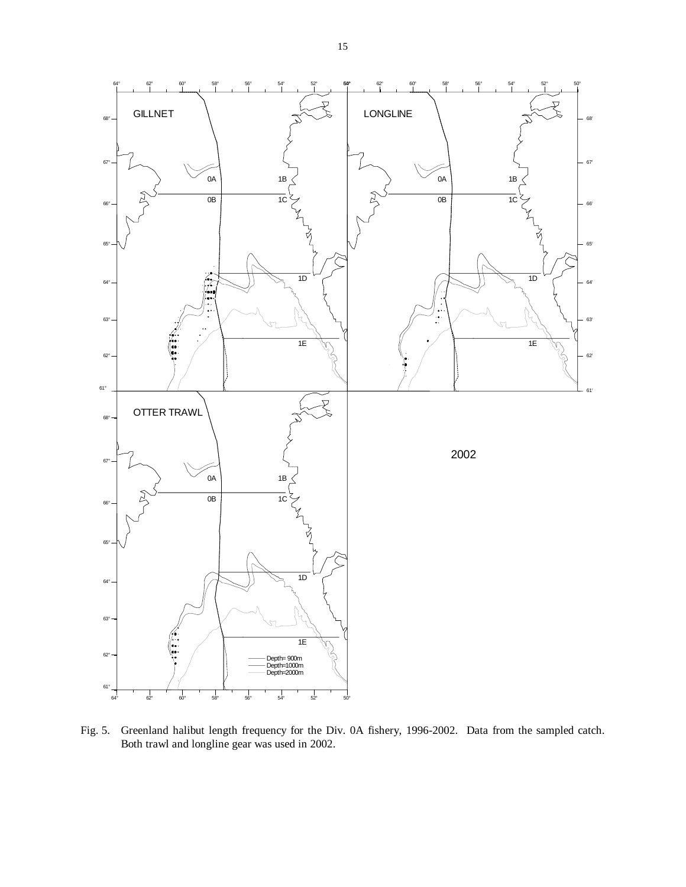Fig. 5. Greenland halibut length frequency for the Div. 0A fishery, 1996-2002. Data from the sampled catch. Both trawl and longline gear was used in 2002.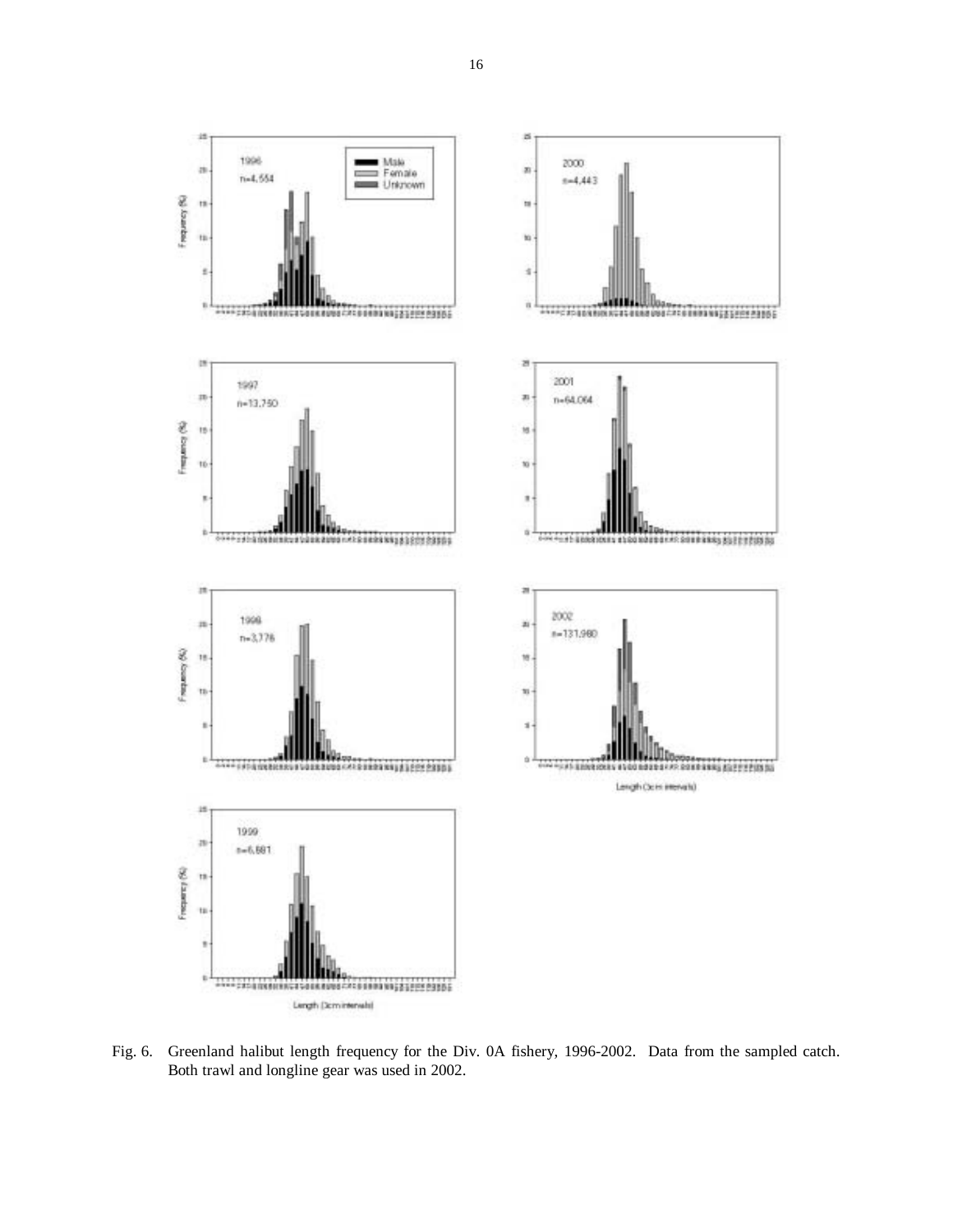Fig. 6. Greenland halibut length frequency for the Div. 0A fishery, 1996-2002. Data from the sampled catch. Both trawl and longline gear was used in 2002.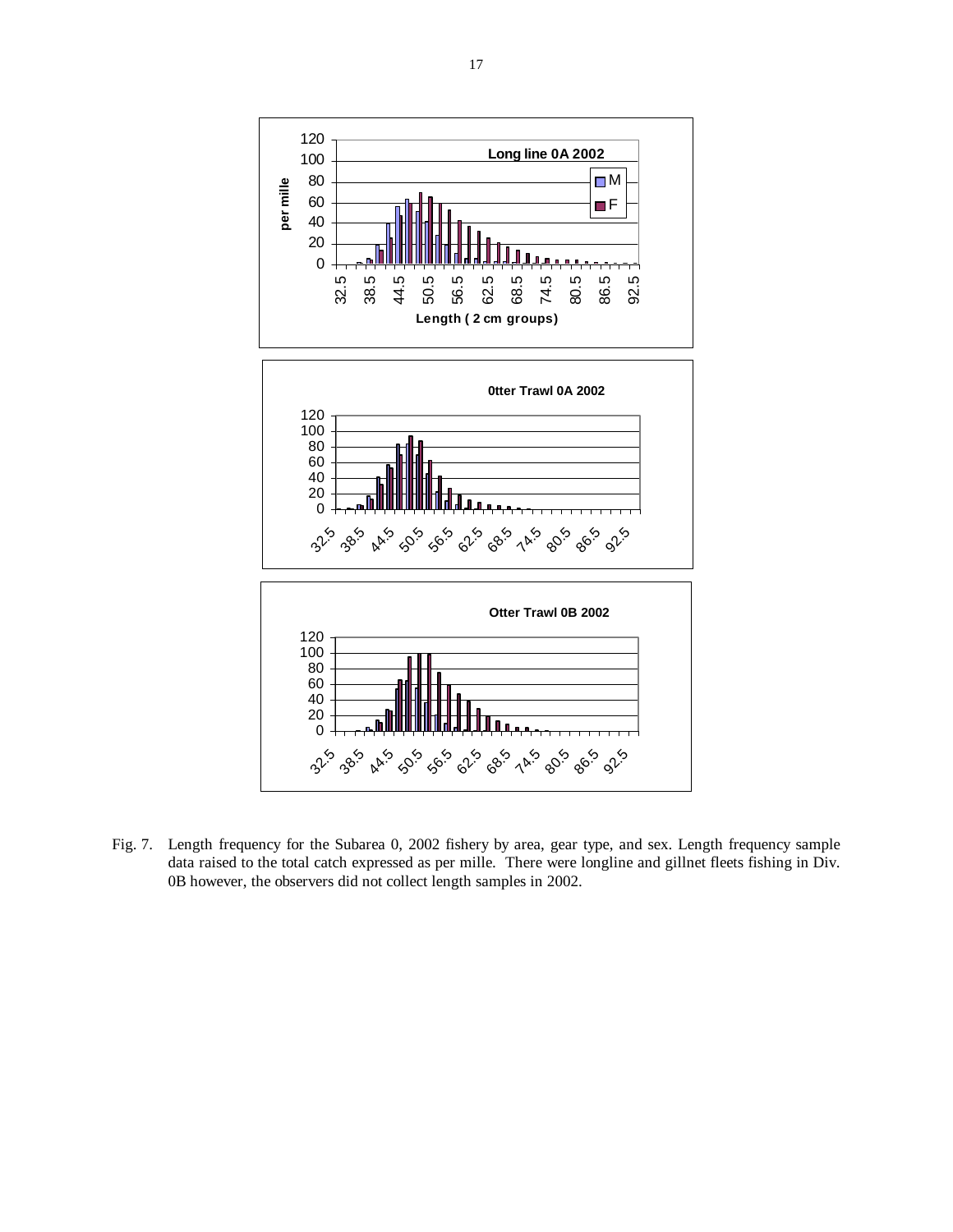Fig. 7. Length frequency for the Subarea 0, 2002 fishery by area, gear type, and sex. Length frequency sample data raised to the total catch expressed as per mille. There were longline and gillnet fleets fishing in Div. 0B however, the observers did not collect length samples in 2002.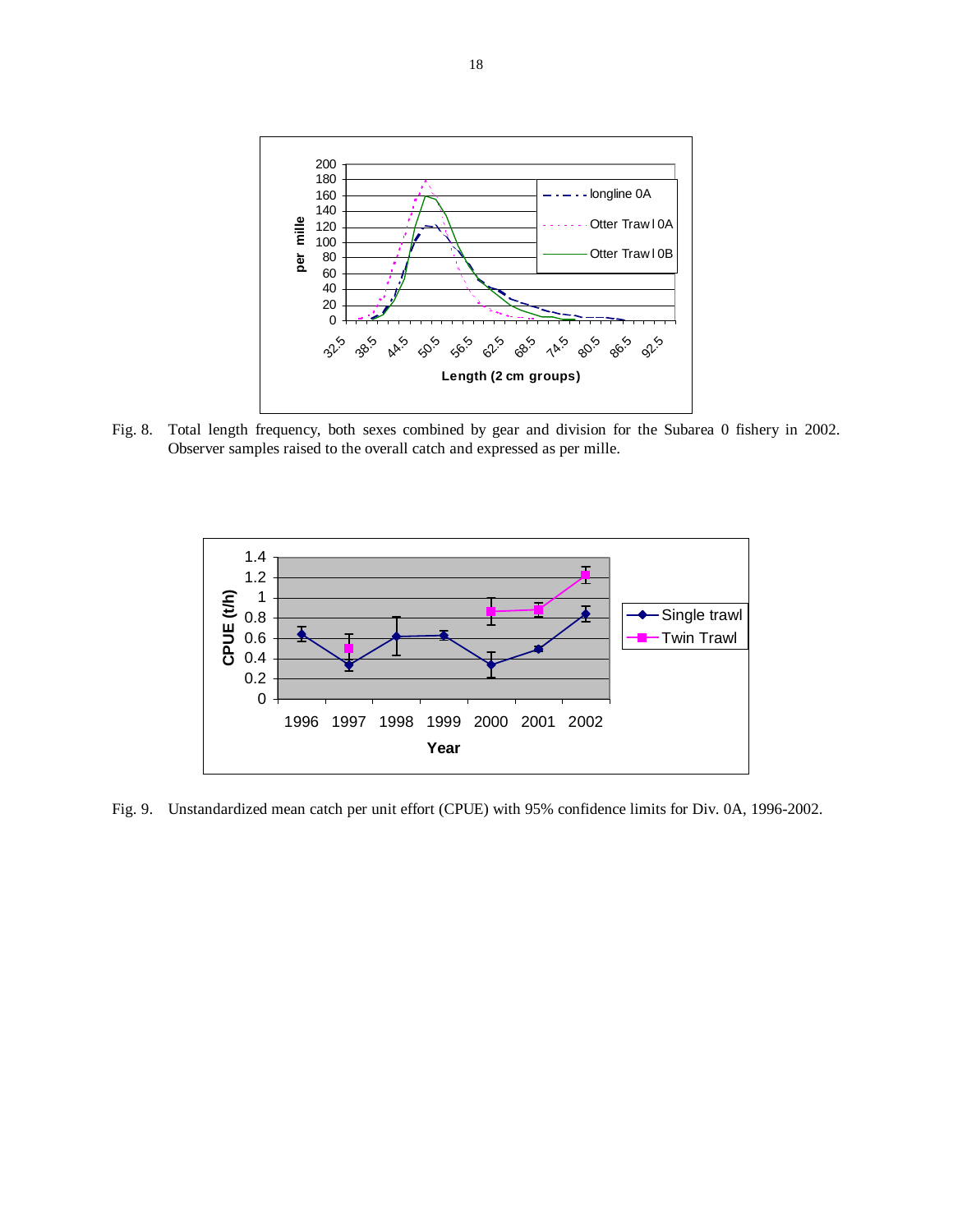200
180
160
140
120
100
80
60
40
20
0

per mille

32.5
38.5
44.5
50.5
56.5
62.5
68.5
74.5
80.5
86.5
92.5

Length (2 cm groups)

longline 0A
Otter Trawl 0A
Otter Trawl 0B

Fig. 8. Total length frequency, both sexes combined by gear and division for the Subarea 0 fishery in 2002. Observer samples raised to the overall catch and expressed as per mille.

1.4
1.2
1
0.8
0.6
0.4
0.2
0

CPUE (t/h)

1996 1997 1998 1999 2000 2001 2002

Year

Single trawl
Twin Trawl

Fig. 9. Unstandardized mean catch per unit effort (CPUE) with 95% confidence limits for Div. 0A, 1996-2002.